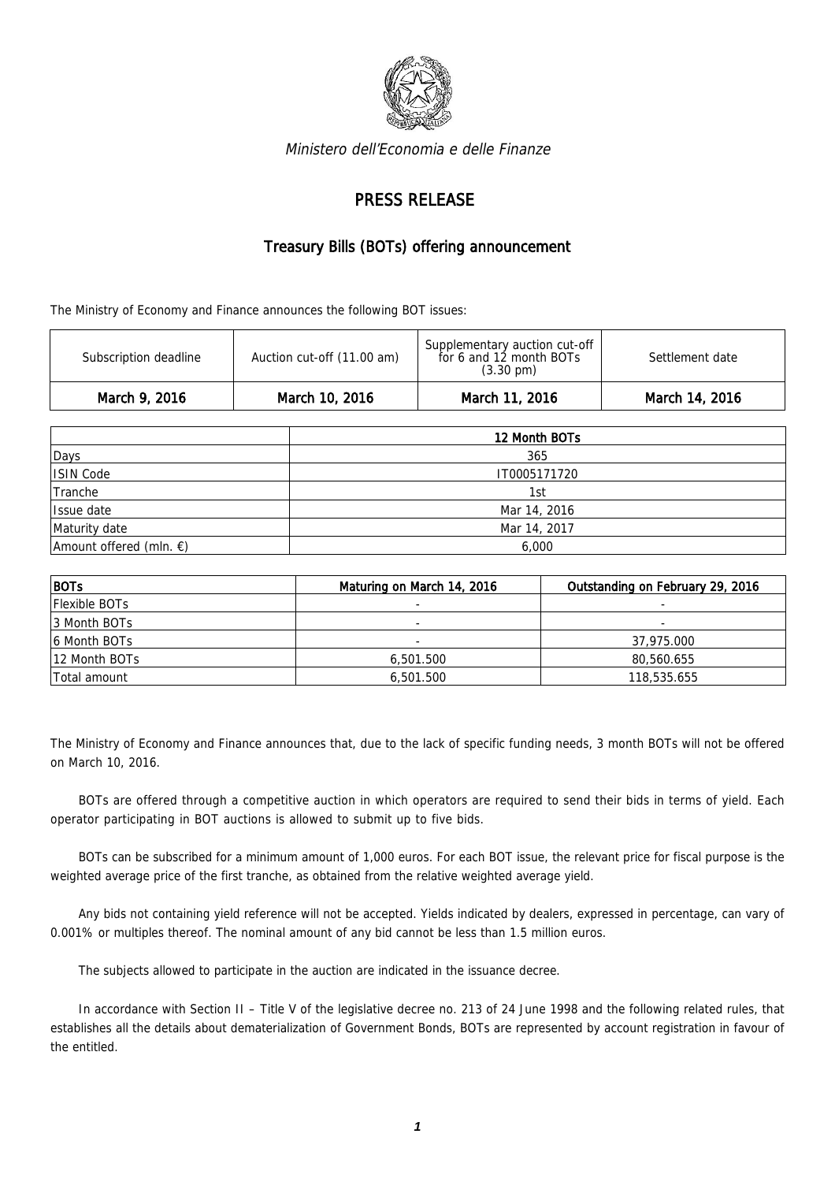*Ministero dell'Economia e delle Finanze*

# PRESS RELEASE

## Treasury Bills (BOTs) offering announcement

The Ministry of Economy and Finance announces the following BOT issues:

| Subscription deadline | Auction cut-off (11.00 am) | Supplementary auction cut-off for 6 and 12 month BOTs (3.30 pm) | Settlement date |
|---|---|---|---|
| **March 9, 2016** | **March 10, 2016** | **March 11, 2016** | **March 14, 2016** |

| | 12 Month BOTs |
|---|---|
| Days | 365 |
| ISIN Code | IT0005171720 |
| Tranche | 1st |
| Issue date | Mar 14, 2016 |
| Maturity date | Mar 14, 2017 |
| Amount offered (mln. €) | 6,000 |

| BOTs | Maturing on March 14, 2016 | Outstanding on February 29, 2016 |
|---|---|---|
| Flexible BOTs | - | - |
| 3 Month BOTs | - | - |
| 6 Month BOTs | - | 37,975.000 |
| 12 Month BOTs | 6,501.500 | 80,560.655 |
| Total amount | 6,501.500 | 118,535.655 |

The Ministry of Economy and Finance announces that, due to the lack of specific funding needs, 3 month BOTs will not be offered on March 10, 2016.

BOTs are offered through a competitive auction in which operators are required to send their bids in terms of yield. Each operator participating in BOT auctions is allowed to submit up to five bids.

BOTs can be subscribed for a minimum amount of 1,000 euros. For each BOT issue, the relevant price for fiscal purpose is the weighted average price of the first tranche, as obtained from the relative weighted average yield.

Any bids not containing yield reference will not be accepted. Yields indicated by dealers, expressed in percentage, can vary of 0.001% or multiples thereof. The nominal amount of any bid cannot be less than 1.5 million euros.

The subjects allowed to participate in the auction are indicated in the issuance decree.

In accordance with Section II – Title V of the legislative decree no. 213 of 24 June 1998 and the following related rules, that establishes all the details about dematerialization of Government Bonds, BOTs are represented by account registration in favour of the entitled.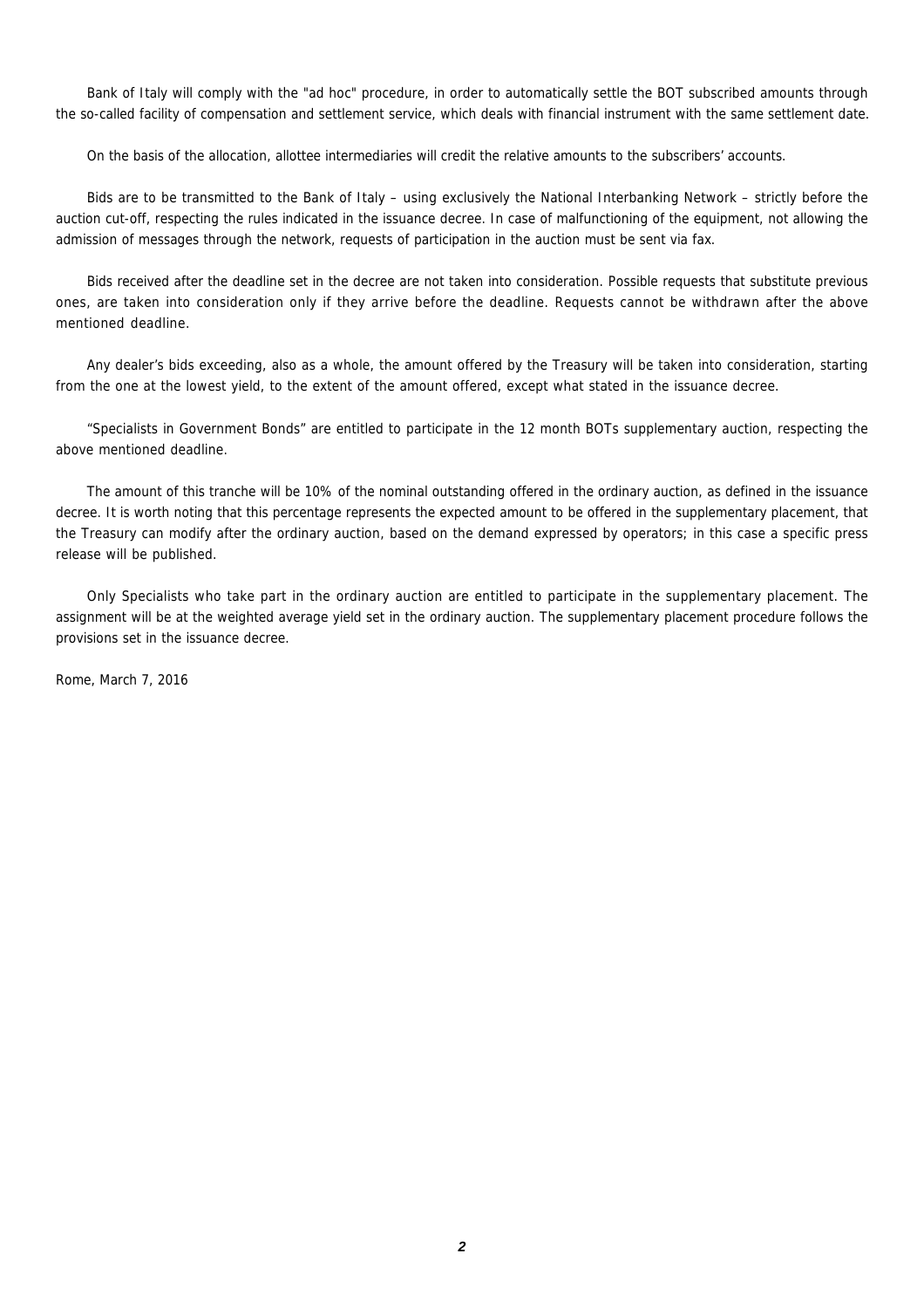Bank of Italy will comply with the "ad hoc" procedure, in order to automatically settle the BOT subscribed amounts through the so-called facility of compensation and settlement service, which deals with financial instrument with the same settlement date.

On the basis of the allocation, allottee intermediaries will credit the relative amounts to the subscribers' accounts.

Bids are to be transmitted to the Bank of Italy – using exclusively the National Interbanking Network – strictly before the auction cut-off, respecting the rules indicated in the issuance decree. In case of malfunctioning of the equipment, not allowing the admission of messages through the network, requests of participation in the auction must be sent via fax.

Bids received after the deadline set in the decree are not taken into consideration. Possible requests that substitute previous ones, are taken into consideration only if they arrive before the deadline. Requests cannot be withdrawn after the above mentioned deadline.

Any dealer's bids exceeding, also as a whole, the amount offered by the Treasury will be taken into consideration, starting from the one at the lowest yield, to the extent of the amount offered, except what stated in the issuance decree.

"Specialists in Government Bonds" are entitled to participate in the 12 month BOTs supplementary auction, respecting the above mentioned deadline.

The amount of this tranche will be 10% of the nominal outstanding offered in the ordinary auction, as defined in the issuance decree. It is worth noting that this percentage represents the expected amount to be offered in the supplementary placement, that the Treasury can modify after the ordinary auction, based on the demand expressed by operators; in this case a specific press release will be published.

Only Specialists who take part in the ordinary auction are entitled to participate in the supplementary placement. The assignment will be at the weighted average yield set in the ordinary auction. The supplementary placement procedure follows the provisions set in the issuance decree.

Rome, March 7, 2016